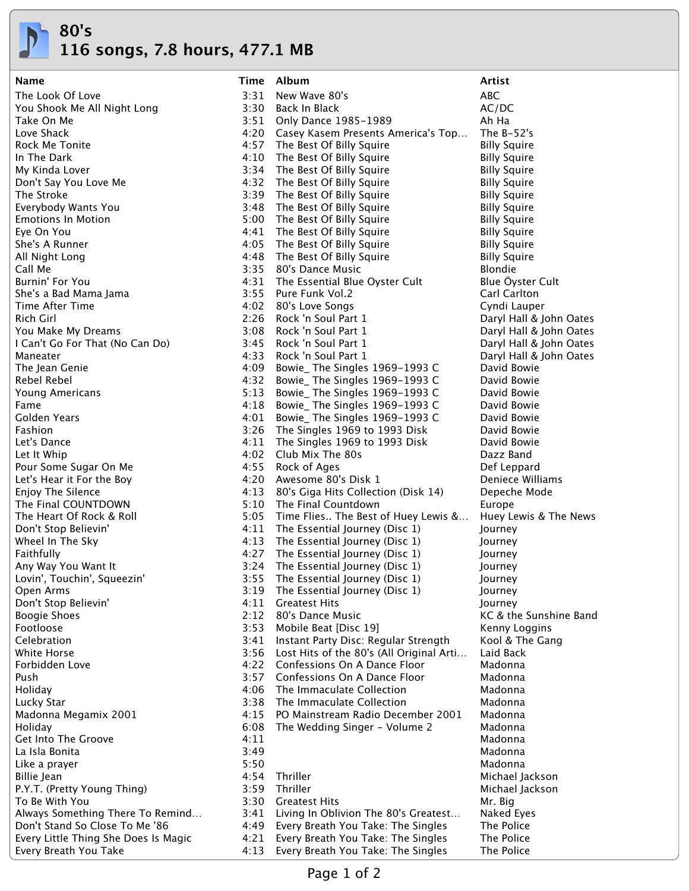# 80's

## 116 songs, 7.8 hours, 477.1 MB

| Name | Time | Album | Artist |
|---|---|---|---|
| The Look Of Love | 3:31 | New Wave 80's | ABC |
| You Shook Me All Night Long | 3:30 | Back In Black | AC/DC |
| Take On Me | 3:51 | Only Dance 1985-1989 | Ah Ha |
| Love Shack | 4:20 | Casey Kasem Presents America's Top… | The B-52's |
| Rock Me Tonite | 4:57 | The Best Of Billy Squire | Billy Squire |
| In The Dark | 4:10 | The Best Of Billy Squire | Billy Squire |
| My Kinda Lover | 3:34 | The Best Of Billy Squire | Billy Squire |
| Don't Say You Love Me | 4:32 | The Best Of Billy Squire | Billy Squire |
| The Stroke | 3:39 | The Best Of Billy Squire | Billy Squire |
| Everybody Wants You | 3:48 | The Best Of Billy Squire | Billy Squire |
| Emotions In Motion | 5:00 | The Best Of Billy Squire | Billy Squire |
| Eye On You | 4:41 | The Best Of Billy Squire | Billy Squire |
| She's A Runner | 4:05 | The Best Of Billy Squire | Billy Squire |
| All Night Long | 4:48 | The Best Of Billy Squire | Billy Squire |
| Call Me | 3:35 | 80's Dance Music | Blondie |
| Burnin' For You | 4:31 | The Essential Blue Oyster Cult | Blue Öyster Cult |
| She's a Bad Mama Jama | 3:55 | Pure Funk Vol.2 | Carl Carlton |
| Time After Time | 4:02 | 80's Love Songs | Cyndi Lauper |
| Rich Girl | 2:26 | Rock 'n Soul Part 1 | Daryl Hall & John Oates |
| You Make My Dreams | 3:08 | Rock 'n Soul Part 1 | Daryl Hall & John Oates |
| I Can't Go For That (No Can Do) | 3:45 | Rock 'n Soul Part 1 | Daryl Hall & John Oates |
| Maneater | 4:33 | Rock 'n Soul Part 1 | Daryl Hall & John Oates |
| The Jean Genie | 4:09 | Bowie_ The Singles 1969-1993 C | David Bowie |
| Rebel Rebel | 4:32 | Bowie_ The Singles 1969-1993 C | David Bowie |
| Young Americans | 5:13 | Bowie_ The Singles 1969-1993 C | David Bowie |
| Fame | 4:18 | Bowie_ The Singles 1969-1993 C | David Bowie |
| Golden Years | 4:01 | Bowie_ The Singles 1969-1993 C | David Bowie |
| Fashion | 3:26 | The Singles 1969 to 1993 Disk | David Bowie |
| Let's Dance | 4:11 | The Singles 1969 to 1993 Disk | David Bowie |
| Let It Whip | 4:02 | Club Mix The 80s | Dazz Band |
| Pour Some Sugar On Me | 4:55 | Rock of Ages | Def Leppard |
| Let's Hear it For the Boy | 4:20 | Awesome 80's Disk 1 | Deniece Williams |
| Enjoy The Silence | 4:13 | 80's Giga Hits Collection (Disk 14) | Depeche Mode |
| The Final COUNTDOWN | 5:10 | The Final Countdown | Europe |
| The Heart Of Rock & Roll | 5:05 | Time Flies.. The Best of Huey Lewis &… | Huey Lewis & The News |
| Don't Stop Believin' | 4:11 | The Essential Journey (Disc 1) | Journey |
| Wheel In The Sky | 4:13 | The Essential Journey (Disc 1) | Journey |
| Faithfully | 4:27 | The Essential Journey (Disc 1) | Journey |
| Any Way You Want It | 3:24 | The Essential Journey (Disc 1) | Journey |
| Lovin', Touchin', Squeezin' | 3:55 | The Essential Journey (Disc 1) | Journey |
| Open Arms | 3:19 | The Essential Journey (Disc 1) | Journey |
| Don't Stop Believin' | 4:11 | Greatest Hits | Journey |
| Boogie Shoes | 2:12 | 80's Dance Music | KC & the Sunshine Band |
| Footloose | 3:53 | Mobile Beat [Disc 19] | Kenny Loggins |
| Celebration | 3:41 | Instant Party Disc: Regular Strength | Kool & The Gang |
| White Horse | 3:56 | Lost Hits of the 80's (All Original Arti… | Laid Back |
| Forbidden Love | 4:22 | Confessions On A Dance Floor | Madonna |
| Push | 3:57 | Confessions On A Dance Floor | Madonna |
| Holiday | 4:06 | The Immaculate Collection | Madonna |
| Lucky Star | 3:38 | The Immaculate Collection | Madonna |
| Madonna Megamix 2001 | 4:15 | PO Mainstream Radio December 2001 | Madonna |
| Holiday | 6:08 | The Wedding Singer - Volume 2 | Madonna |
| Get Into The Groove | 4:11 | | Madonna |
| La Isla Bonita | 3:49 | | Madonna |
| Like a prayer | 5:50 | | Madonna |
| Billie Jean | 4:54 | Thriller | Michael Jackson |
| P.Y.T. (Pretty Young Thing) | 3:59 | Thriller | Michael Jackson |
| To Be With You | 3:30 | Greatest Hits | Mr. Big |
| Always Something There To Remind… | 3:41 | Living In Oblivion The 80's Greatest… | Naked Eyes |
| Don't Stand So Close To Me '86 | 4:49 | Every Breath You Take: The Singles | The Police |
| Every Little Thing She Does Is Magic | 4:21 | Every Breath You Take: The Singles | The Police |
| Every Breath You Take | 4:13 | Every Breath You Take: The Singles | The Police |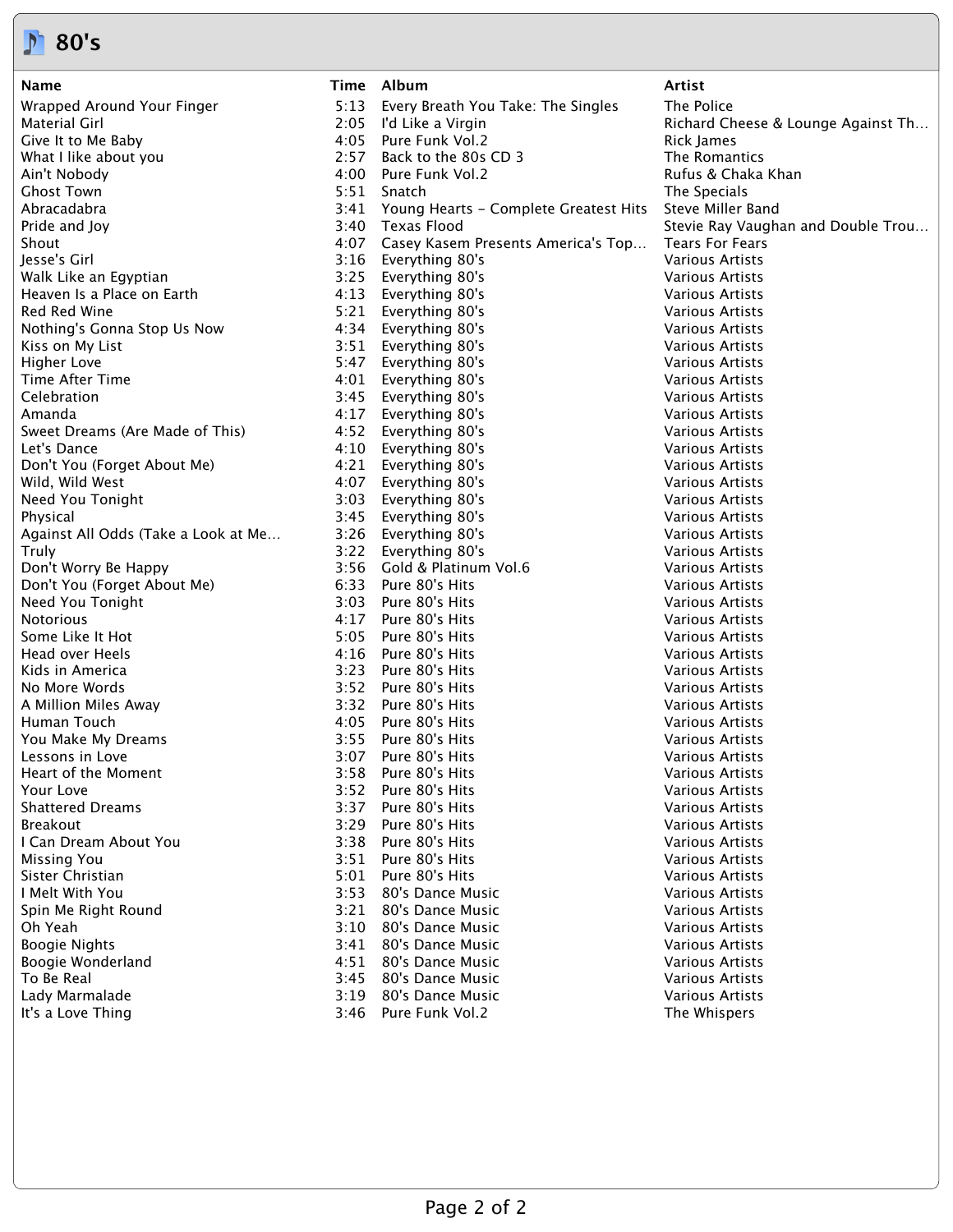# 80's

| Name | Time | Album | Artist |
| --- | --- | --- | --- |
| Wrapped Around Your Finger | 5:13 | Every Breath You Take: The Singles | The Police |
| Material Girl | 2:05 | I'd Like a Virgin | Richard Cheese & Lounge Against Th... |
| Give It to Me Baby | 4:05 | Pure Funk Vol.2 | Rick James |
| What I like about you | 2:57 | Back to the 80s CD 3 | The Romantics |
| Ain't Nobody | 4:00 | Pure Funk Vol.2 | Rufus & Chaka Khan |
| Ghost Town | 5:51 | Snatch | The Specials |
| Abracadabra | 3:41 | Young Hearts - Complete Greatest Hits | Steve Miller Band |
| Pride and Joy | 3:40 | Texas Flood | Stevie Ray Vaughan and Double Trou... |
| Shout | 4:07 | Casey Kasem Presents America's Top... | Tears For Fears |
| Jesse's Girl | 3:16 | Everything 80's | Various Artists |
| Walk Like an Egyptian | 3:25 | Everything 80's | Various Artists |
| Heaven Is a Place on Earth | 4:13 | Everything 80's | Various Artists |
| Red Red Wine | 5:21 | Everything 80's | Various Artists |
| Nothing's Gonna Stop Us Now | 4:34 | Everything 80's | Various Artists |
| Kiss on My List | 3:51 | Everything 80's | Various Artists |
| Higher Love | 5:47 | Everything 80's | Various Artists |
| Time After Time | 4:01 | Everything 80's | Various Artists |
| Celebration | 3:45 | Everything 80's | Various Artists |
| Amanda | 4:17 | Everything 80's | Various Artists |
| Sweet Dreams (Are Made of This) | 4:52 | Everything 80's | Various Artists |
| Let's Dance | 4:10 | Everything 80's | Various Artists |
| Don't You (Forget About Me) | 4:21 | Everything 80's | Various Artists |
| Wild, Wild West | 4:07 | Everything 80's | Various Artists |
| Need You Tonight | 3:03 | Everything 80's | Various Artists |
| Physical | 3:45 | Everything 80's | Various Artists |
| Against All Odds (Take a Look at Me... | 3:26 | Everything 80's | Various Artists |
| Truly | 3:22 | Everything 80's | Various Artists |
| Don't Worry Be Happy | 3:56 | Gold & Platinum Vol.6 | Various Artists |
| Don't You (Forget About Me) | 6:33 | Pure 80's Hits | Various Artists |
| Need You Tonight | 3:03 | Pure 80's Hits | Various Artists |
| Notorious | 4:17 | Pure 80's Hits | Various Artists |
| Some Like It Hot | 5:05 | Pure 80's Hits | Various Artists |
| Head over Heels | 4:16 | Pure 80's Hits | Various Artists |
| Kids in America | 3:23 | Pure 80's Hits | Various Artists |
| No More Words | 3:52 | Pure 80's Hits | Various Artists |
| A Million Miles Away | 3:32 | Pure 80's Hits | Various Artists |
| Human Touch | 4:05 | Pure 80's Hits | Various Artists |
| You Make My Dreams | 3:55 | Pure 80's Hits | Various Artists |
| Lessons in Love | 3:07 | Pure 80's Hits | Various Artists |
| Heart of the Moment | 3:58 | Pure 80's Hits | Various Artists |
| Your Love | 3:52 | Pure 80's Hits | Various Artists |
| Shattered Dreams | 3:37 | Pure 80's Hits | Various Artists |
| Breakout | 3:29 | Pure 80's Hits | Various Artists |
| I Can Dream About You | 3:38 | Pure 80's Hits | Various Artists |
| Missing You | 3:51 | Pure 80's Hits | Various Artists |
| Sister Christian | 5:01 | Pure 80's Hits | Various Artists |
| I Melt With You | 3:53 | 80's Dance Music | Various Artists |
| Spin Me Right Round | 3:21 | 80's Dance Music | Various Artists |
| Oh Yeah | 3:10 | 80's Dance Music | Various Artists |
| Boogie Nights | 3:41 | 80's Dance Music | Various Artists |
| Boogie Wonderland | 4:51 | 80's Dance Music | Various Artists |
| To Be Real | 3:45 | 80's Dance Music | Various Artists |
| Lady Marmalade | 3:19 | 80's Dance Music | Various Artists |
| It's a Love Thing | 3:46 | Pure Funk Vol.2 | The Whispers |